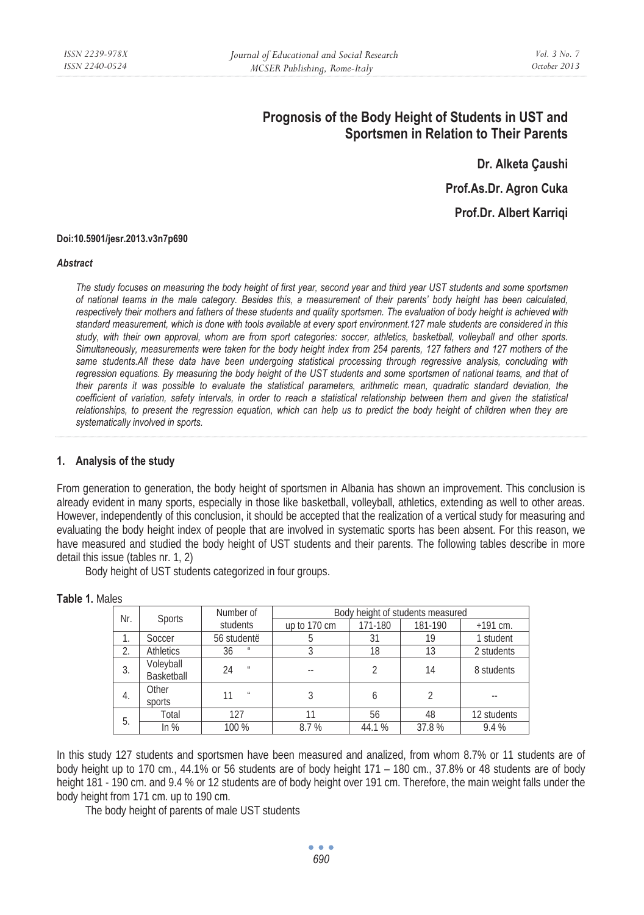# Prognosis of the Body Height of Students in UST and Sportsmen in Relation to Their Parents

**Dr. Alketa Çaushi**

**Prof.As.Dr. Agron Cuka**

**Prof.Dr. Albert Karriqi**

**Doi:10.5901/jesr.2013.v3n7p690**

***Abstract***

*The study focuses on measuring the body height of first year, second year and third year UST students and some sportsmen of national teams in the male category. Besides this, a measurement of their parents' body height has been calculated, respectively their mothers and fathers of these students and quality sportsmen. The evaluation of body height is achieved with standard measurement, which is done with tools available at every sport environment.127 male students are considered in this study, with their own approval, whom are from sport categories: soccer, athletics, basketball, volleyball and other sports. Simultaneously, measurements were taken for the body height index from 254 parents, 127 fathers and 127 mothers of the same students.All these data have been undergoing statistical processing through regressive analysis, concluding with regression equations. By measuring the body height of the UST students and some sportsmen of national teams, and that of their parents it was possible to evaluate the statistical parameters, arithmetic mean, quadratic standard deviation, the coefficient of variation, safety intervals, in order to reach a statistical relationship between them and given the statistical relationships, to present the regression equation, which can help us to predict the body height of children when they are systematically involved in sports.*

## 1. Analysis of the study

From generation to generation, the body height of sportsmen in Albania has shown an improvement. This conclusion is already evident in many sports, especially in those like basketball, volleyball, athletics, extending as well to other areas. However, independently of this conclusion, it should be accepted that the realization of a vertical study for measuring and evaluating the body height index of people that are involved in systematic sports has been absent. For this reason, we have measured and studied the body height of UST students and their parents. The following tables describe in more detail this issue (tables nr. 1, 2)

Body height of UST students categorized in four groups.

**Table 1.** Males

| Nr. | Sports | Number of students | Body height of students measured | | | |
|---|---|---|---|---|---|---|
| | | | up to 170 cm | 171-180 | 181-190 | +191 cm. |
| 1. | Soccer | 56 studentë | 5 | 31 | 19 | 1 student |
| 2. | Athletics | 36 " | 3 | 18 | 13 | 2 students |
| 3. | Volleyball Basketball | 24 " | -- | 2 | 14 | 8 students |
| 4. | Other sports | 11 " | 3 | 6 | 2 | -- |
| 5. | Total | 127 | 11 | 56 | 48 | 12 students |
| | In % | 100 % | 8.7 % | 44.1 % | 37.8 % | 9.4 % |

In this study 127 students and sportsmen have been measured and analized, from whom 8.7% or 11 students are of body height up to 170 cm., 44.1% or 56 students are of body height 171 – 180 cm., 37.8% or 48 students are of body height 181 - 190 cm. and 9.4 % or 12 students are of body height over 191 cm. Therefore, the main weight falls under the body height from 171 cm. up to 190 cm.

The body height of parents of male UST students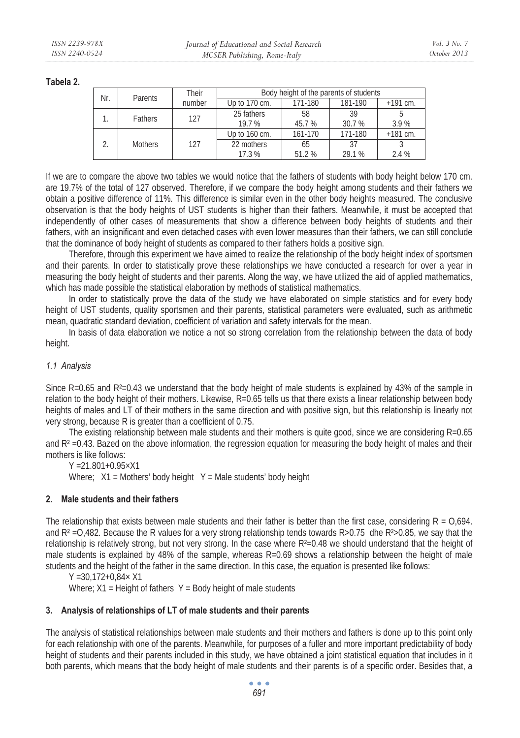**Tabela 2.**

| Nr. | Parents | Their number | Body height of the parents of students | | | |
|---|---|---|---|---|---|---|
| 1. | Fathers | 127 | Up to 170 cm. | 171-180 | 181-190 | +191 cm. |
| | | | 25 fathers<br>19.7 % | 58<br>45.7 % | 39<br>30.7 % | 5<br>3.9 % |
| 2. | Mothers | 127 | Up to 160 cm. | 161-170 | 171-180 | +181 cm. |
| | | | 22 mothers<br>17.3 % | 65<br>51.2 % | 37<br>29.1 % | 3<br>2.4 % |

If we are to compare the above two tables we would notice that the fathers of students with body height below 170 cm. are 19.7% of the total of 127 observed. Therefore, if we compare the body height among students and their fathers we obtain a positive difference of 11%. This difference is similar even in the other body heights measured. The conclusive observation is that the body heights of UST students is higher than their fathers. Meanwhile, it must be accepted that independently of other cases of measurements that show a difference between body heights of students and their fathers, with an insignificant and even detached cases with even lower measures than their fathers, we can still conclude that the dominance of body height of students as compared to their fathers holds a positive sign.

Therefore, through this experiment we have aimed to realize the relationship of the body height index of sportsmen and their parents. In order to statistically prove these relationships we have conducted a research for over a year in measuring the body height of students and their parents. Along the way, we have utilized the aid of applied mathematics, which has made possible the statistical elaboration by methods of statistical mathematics.

In order to statistically prove the data of the study we have elaborated on simple statistics and for every body height of UST students, quality sportsmen and their parents, statistical parameters were evaluated, such as arithmetic mean, quadratic standard deviation, coefficient of variation and safety intervals for the mean.

In basis of data elaboration we notice a not so strong correlation from the relationship between the data of body height.

### *1.1 Analysis*

Since $R=0.65$ and $R^2=0.43$ we understand that the body height of male students is explained by 43% of the sample in relation to the body height of their mothers. Likewise, $R=0.65$ tells us that there exists a linear relationship between body heights of males and LT of their mothers in the same direction and with positive sign, but this relationship is linearly not very strong, because R is greater than a coefficient of 0.75.

The existing relationship between male students and their mothers is quite good, since we are considering $R=0.65$ and $R^2=0.43$. Bazed on the above information, the regression equation for measuring the body height of males and their mothers is like follows:

$$Y = 21.801 + 0.95 \times X1$$

Where; $X1$ = Mothers' body height $Y$ = Male students' body height

## 2. Male students and their fathers

The relationship that exists between male students and their father is better than the first case, considering $R = O{,}694$. and $R^2 = O{,}482$. Because the R values for a very strong relationship tends towards $R>0.75$ dhe $R^2>0.85$, we say that the relationship is relatively strong, but not very strong. In the case where $R^2=0.48$ we should understand that the height of male students is explained by 48% of the sample, whereas $R=0.69$ shows a relationship between the height of male students and the height of the father in the same direction. In this case, the equation is presented like follows:

$$Y = 30{,}172 + 0{,}84 \times X1$$

Where; $X1$ = Height of fathers $Y$ = Body height of male students

## 3. Analysis of relationships of LT of male students and their parents

The analysis of statistical relationships between male students and their mothers and fathers is done up to this point only for each relationship with one of the parents. Meanwhile, for purposes of a fuller and more important predictability of body height of students and their parents included in this study, we have obtained a joint statistical equation that includes in it both parents, which means that the body height of male students and their parents is of a specific order. Besides that, a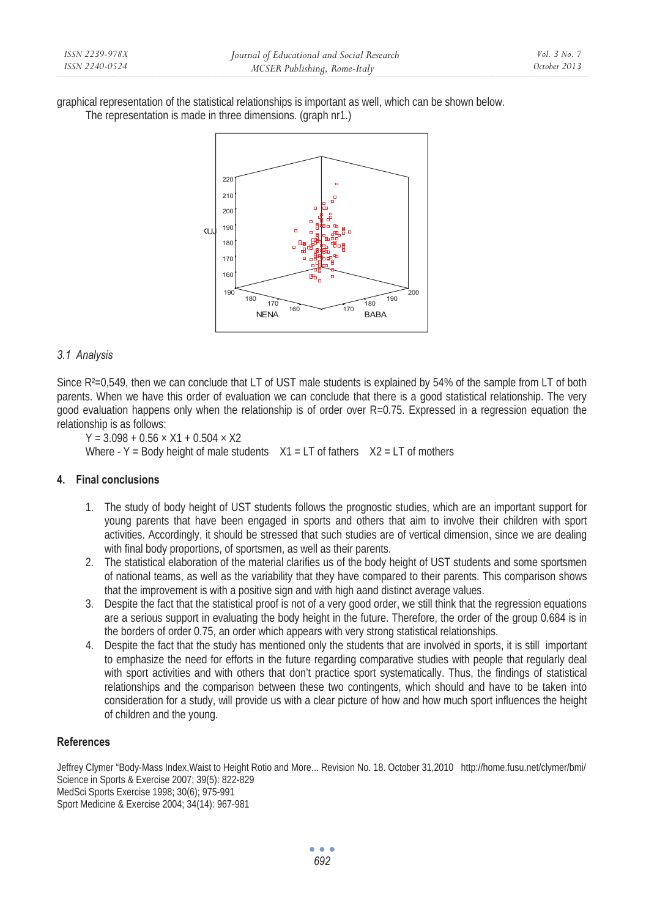graphical representation of the statistical relationships is important as well, which can be shown below.

The representation is made in three dimensions. (graph nr1.)

KUJ

220
210
200
190
180
170
160

190
180
170
160
NENA

170
180
190
200
BABA

### 3.1 Analysis

Since $R^2$=0,549, then we can conclude that LT of UST male students is explained by 54% of the sample from LT of both parents. When we have this order of evaluation we can conclude that there is a good statistical relationship. The very good evaluation happens only when the relationship is of order over R=0.75. Expressed in a regression equation the relationship is as follows:

$$Y = 3.098 + 0.56 \times X1 + 0.504 \times X2$$

Where - Y = Body height of male students  X1 = LT of fathers  X2 = LT of mothers

## 4. Final conclusions

1. The study of body height of UST students follows the prognostic studies, which are an important support for young parents that have been engaged in sports and others that aim to involve their children with sport activities. Accordingly, it should be stressed that such studies are of vertical dimension, since we are dealing with final body proportions, of sportsmen, as well as their parents.
2. The statistical elaboration of the material clarifies us of the body height of UST students and some sportsmen of national teams, as well as the variability that they have compared to their parents. This comparison shows that the improvement is with a positive sign and with high aand distinct average values.
3. Despite the fact that the statistical proof is not of a very good order, we still think that the regression equations are a serious support in evaluating the body height in the future. Therefore, the order of the group 0.684 is in the borders of order 0.75, an order which appears with very strong statistical relationships.
4. Despite the fact that the study has mentioned only the students that are involved in sports, it is still important to emphasize the need for efforts in the future regarding comparative studies with people that regularly deal with sport activities and with others that don't practice sport systematically. Thus, the findings of statistical relationships and the comparison between these two contingents, which should and have to be taken into consideration for a study, will provide us with a clear picture of how and how much sport influences the height of children and the young.

## References

Jeffrey Clymer "Body-Mass Index,Waist to Height Rotio and More... Revision No. 18. October 31,2010 http://home.fusu.net/clymer/bmi/
Science in Sports & Exercise 2007; 39(5): 822-829
MedSci Sports Exercise 1998; 30(6); 975-991
Sport Medicine & Exercise 2004; 34(14): 967-981